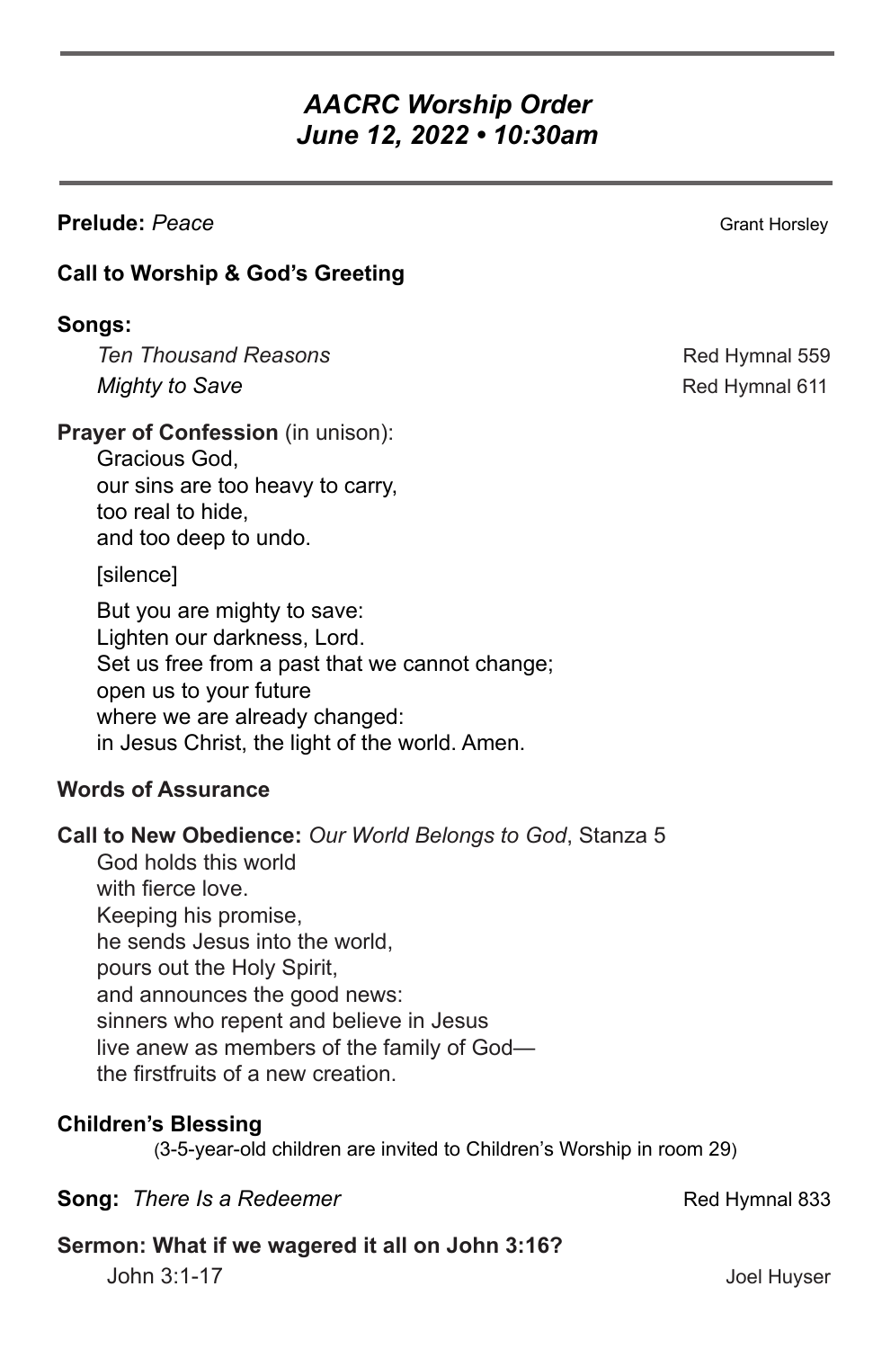# *AACRC Worship Order*
## *June 12, 2022 • 10:30am*

**Prelude:** *Peace* — Grant Horsley

**Call to Worship & God's Greeting**

**Songs:**

*Ten Thousand Reasons* — Red Hymnal 559
*Mighty to Save* — Red Hymnal 611

**Prayer of Confession** (in unison):

Gracious God,
our sins are too heavy to carry,
too real to hide,
and too deep to undo.

[silence]

But you are mighty to save:
Lighten our darkness, Lord.
Set us free from a past that we cannot change;
open us to your future
where we are already changed:
in Jesus Christ, the light of the world. Amen.

**Words of Assurance**

**Call to New Obedience:** *Our World Belongs to God*, Stanza 5

God holds this world
with fierce love.
Keeping his promise,
he sends Jesus into the world,
pours out the Holy Spirit,
and announces the good news:
sinners who repent and believe in Jesus
live anew as members of the family of God—
the firstfruits of a new creation.

**Children's Blessing**

(3-5-year-old children are invited to Children's Worship in room 29)

**Song:** *There Is a Redeemer* — Red Hymnal 833

**Sermon: What if we wagered it all on John 3:16?**

John 3:1-17 — Joel Huyser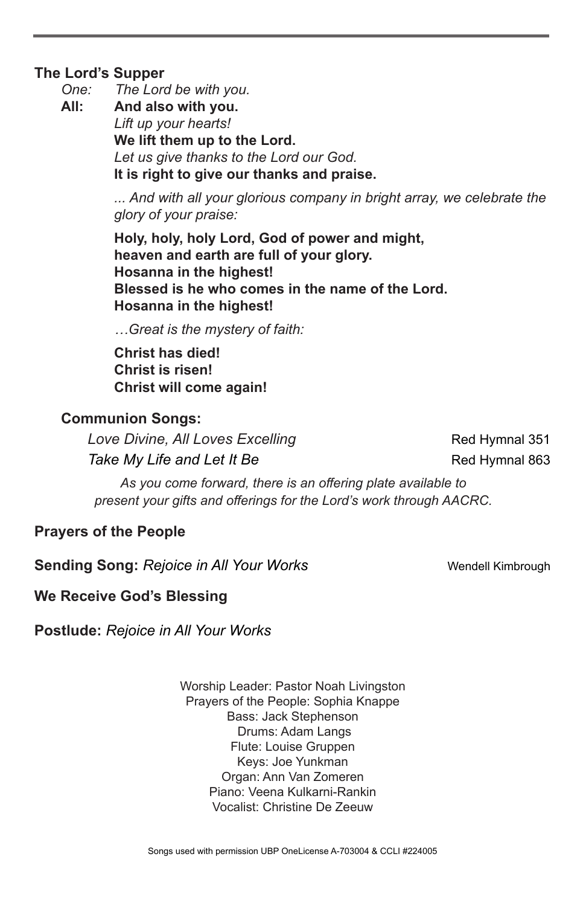## The Lord's Supper

*One:* *The Lord be with you.*

**All:** **And also with you.**

*Lift up your hearts!*

**We lift them up to the Lord.**

*Let us give thanks to the Lord our God.*

**It is right to give our thanks and praise.**

*... And with all your glorious company in bright array, we celebrate the glory of your praise:*

**Holy, holy, holy Lord, God of power and might,**
**heaven and earth are full of your glory.**
**Hosanna in the highest!**
**Blessed is he who comes in the name of the Lord.**
**Hosanna in the highest!**

*…Great is the mystery of faith:*

**Christ has died!**
**Christ is risen!**
**Christ will come again!**

### Communion Songs:

*Love Divine, All Loves Excelling* — Red Hymnal 351

*Take My Life and Let It Be* — Red Hymnal 863

*As you come forward, there is an offering plate available to present your gifts and offerings for the Lord's work through AACRC.*

**Prayers of the People**

**Sending Song:** *Rejoice in All Your Works* — Wendell Kimbrough

**We Receive God's Blessing**

**Postlude:** *Rejoice in All Your Works*

Worship Leader: Pastor Noah Livingston
Prayers of the People: Sophia Knappe
Bass: Jack Stephenson
Drums: Adam Langs
Flute: Louise Gruppen
Keys: Joe Yunkman
Organ: Ann Van Zomeren
Piano: Veena Kulkarni-Rankin
Vocalist: Christine De Zeeuw

Songs used with permission UBP OneLicense A-703004 & CCLI #224005